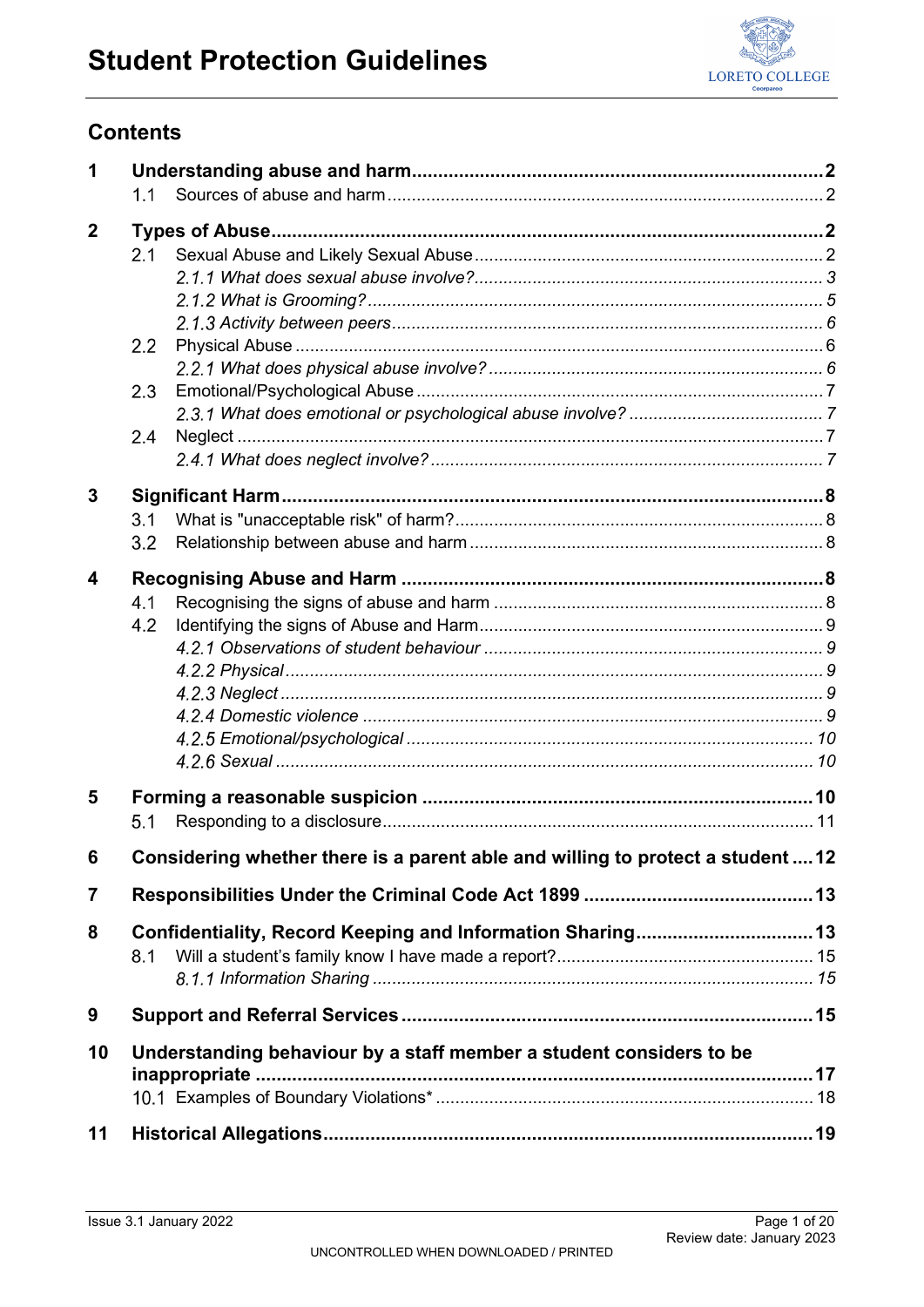# Student Protection Guidelines

## Contents

**1 Understanding abuse and harm ........ 2**
- 1.1 Sources of abuse and harm ........ 2

**2 Types of Abuse ........ 2**
- 2.1 Sexual Abuse and Likely Sexual Abuse ........ 2
  - *2.1.1 What does sexual abuse involve? ........ 3*
  - *2.1.2 What is Grooming? ........ 5*
  - *2.1.3 Activity between peers ........ 6*
- 2.2 Physical Abuse ........ 6
  - *2.2.1 What does physical abuse involve? ........ 6*
- 2.3 Emotional/Psychological Abuse ........ 7
  - *2.3.1 What does emotional or psychological abuse involve? ........ 7*
- 2.4 Neglect ........ 7
  - *2.4.1 What does neglect involve? ........ 7*

**3 Significant Harm ........ 8**
- 3.1 What is "unacceptable risk" of harm? ........ 8
- 3.2 Relationship between abuse and harm ........ 8

**4 Recognising Abuse and Harm ........ 8**
- 4.1 Recognising the signs of abuse and harm ........ 8
- 4.2 Identifying the signs of Abuse and Harm ........ 9
  - *4.2.1 Observations of student behaviour ........ 9*
  - *4.2.2 Physical ........ 9*
  - *4.2.3 Neglect ........ 9*
  - *4.2.4 Domestic violence ........ 9*
  - *4.2.5 Emotional/psychological ........ 10*
  - *4.2.6 Sexual ........ 10*

**5 Forming a reasonable suspicion ........ 10**
- 5.1 Responding to a disclosure ........ 11

**6 Considering whether there is a parent able and willing to protect a student ........ 12**

**7 Responsibilities Under the Criminal Code Act 1899 ........ 13**

**8 Confidentiality, Record Keeping and Information Sharing ........ 13**
- 8.1 Will a student's family know I have made a report? ........ 15
  - *8.1.1 Information Sharing ........ 15*

**9 Support and Referral Services ........ 15**

**10 Understanding behaviour by a staff member a student considers to be inappropriate ........ 17**
- 10.1 Examples of Boundary Violations* ........ 18

**11 Historical Allegations ........ 19**

Issue 3.1 January 2022

Review date: January 2023

UNCONTROLLED WHEN DOWNLOADED / PRINTED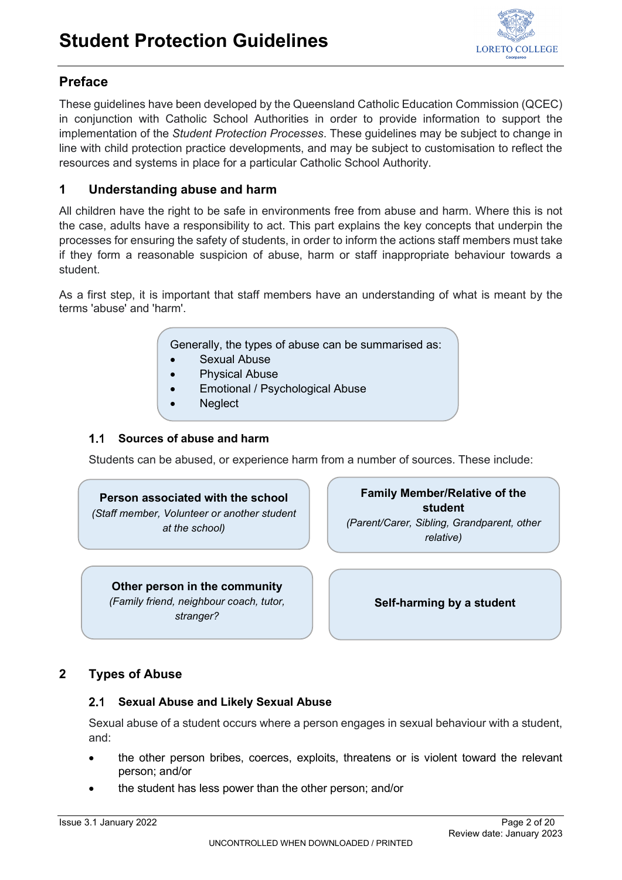# Student Protection Guidelines

## Preface

These guidelines have been developed by the Queensland Catholic Education Commission (QCEC) in conjunction with Catholic School Authorities in order to provide information to support the implementation of the *Student Protection Processes*. These guidelines may be subject to change in line with child protection practice developments, and may be subject to customisation to reflect the resources and systems in place for a particular Catholic School Authority.

## 1 Understanding abuse and harm

All children have the right to be safe in environments free from abuse and harm. Where this is not the case, adults have a responsibility to act. This part explains the key concepts that underpin the processes for ensuring the safety of students, in order to inform the actions staff members must take if they form a reasonable suspicion of abuse, harm or staff inappropriate behaviour towards a student.

As a first step, it is important that staff members have an understanding of what is meant by the terms 'abuse' and 'harm'.

Generally, the types of abuse can be summarised as:

- Sexual Abuse
- Physical Abuse
- Emotional / Psychological Abuse
- Neglect

### 1.1 Sources of abuse and harm

Students can be abused, or experience harm from a number of sources. These include:

**Person associated with the school**
*(Staff member, Volunteer or another student at the school)*

**Family Member/Relative of the student**
*(Parent/Carer, Sibling, Grandparent, other relative)*

**Other person in the community**
*(Family friend, neighbour coach, tutor, stranger?*

**Self-harming by a student**

## 2 Types of Abuse

### 2.1 Sexual Abuse and Likely Sexual Abuse

Sexual abuse of a student occurs where a person engages in sexual behaviour with a student, and:

- the other person bribes, coerces, exploits, threatens or is violent toward the relevant person; and/or
- the student has less power than the other person; and/or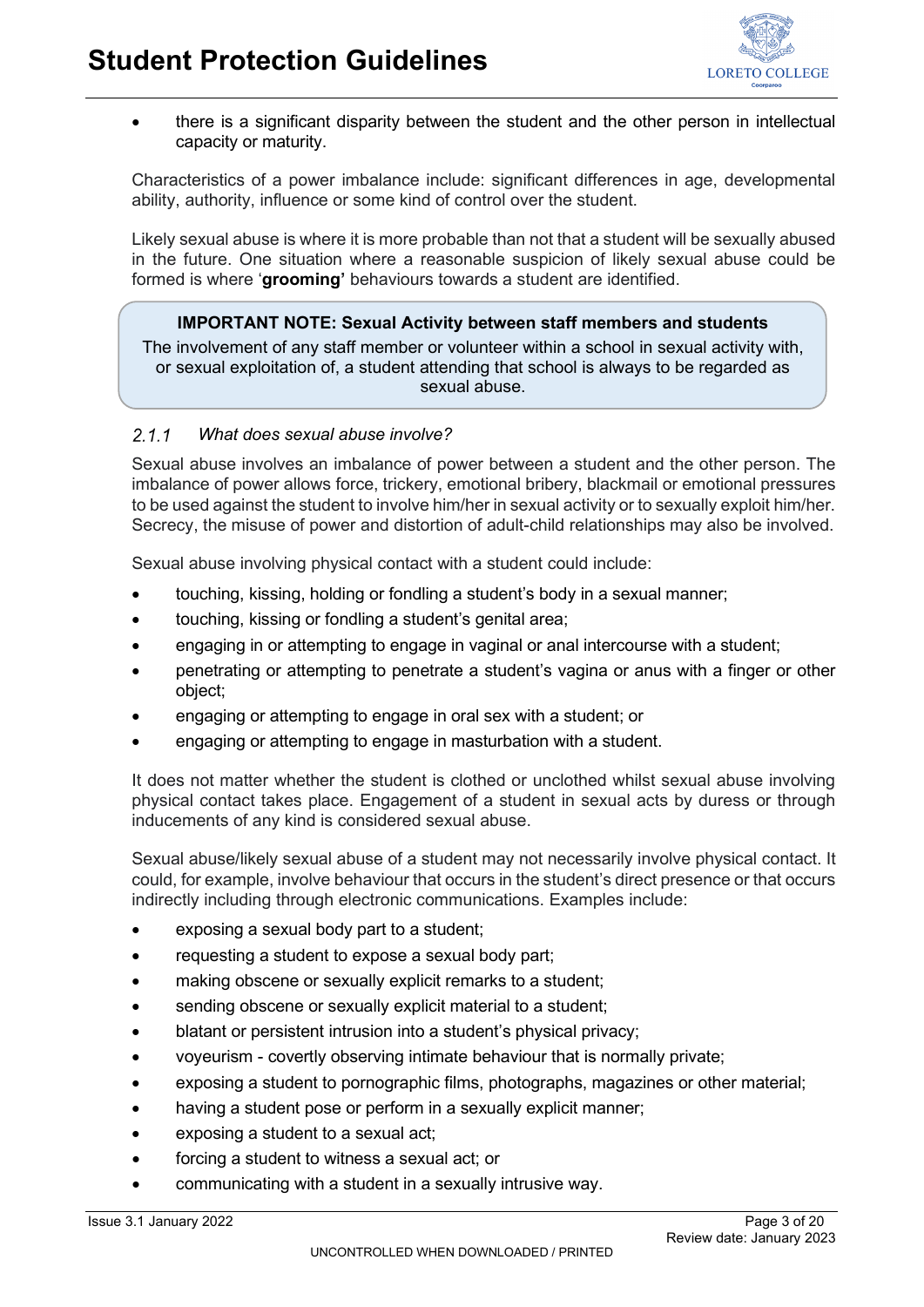- there is a significant disparity between the student and the other person in intellectual capacity or maturity.

Characteristics of a power imbalance include: significant differences in age, developmental ability, authority, influence or some kind of control over the student.

Likely sexual abuse is where it is more probable than not that a student will be sexually abused in the future. One situation where a reasonable suspicion of likely sexual abuse could be formed is where '**grooming'** behaviours towards a student are identified.

> **IMPORTANT NOTE: Sexual Activity between staff members and students**
>
> The involvement of any staff member or volunteer within a school in sexual activity with, or sexual exploitation of, a student attending that school is always to be regarded as sexual abuse.

### *2.1.1 What does sexual abuse involve?*

Sexual abuse involves an imbalance of power between a student and the other person. The imbalance of power allows force, trickery, emotional bribery, blackmail or emotional pressures to be used against the student to involve him/her in sexual activity or to sexually exploit him/her. Secrecy, the misuse of power and distortion of adult-child relationships may also be involved.

Sexual abuse involving physical contact with a student could include:

- touching, kissing, holding or fondling a student's body in a sexual manner;
- touching, kissing or fondling a student's genital area;
- engaging in or attempting to engage in vaginal or anal intercourse with a student;
- penetrating or attempting to penetrate a student's vagina or anus with a finger or other object;
- engaging or attempting to engage in oral sex with a student; or
- engaging or attempting to engage in masturbation with a student.

It does not matter whether the student is clothed or unclothed whilst sexual abuse involving physical contact takes place. Engagement of a student in sexual acts by duress or through inducements of any kind is considered sexual abuse.

Sexual abuse/likely sexual abuse of a student may not necessarily involve physical contact. It could, for example, involve behaviour that occurs in the student's direct presence or that occurs indirectly including through electronic communications. Examples include:

- exposing a sexual body part to a student;
- requesting a student to expose a sexual body part;
- making obscene or sexually explicit remarks to a student;
- sending obscene or sexually explicit material to a student;
- blatant or persistent intrusion into a student's physical privacy;
- voyeurism - covertly observing intimate behaviour that is normally private;
- exposing a student to pornographic films, photographs, magazines or other material;
- having a student pose or perform in a sexually explicit manner;
- exposing a student to a sexual act;
- forcing a student to witness a sexual act; or
- communicating with a student in a sexually intrusive way.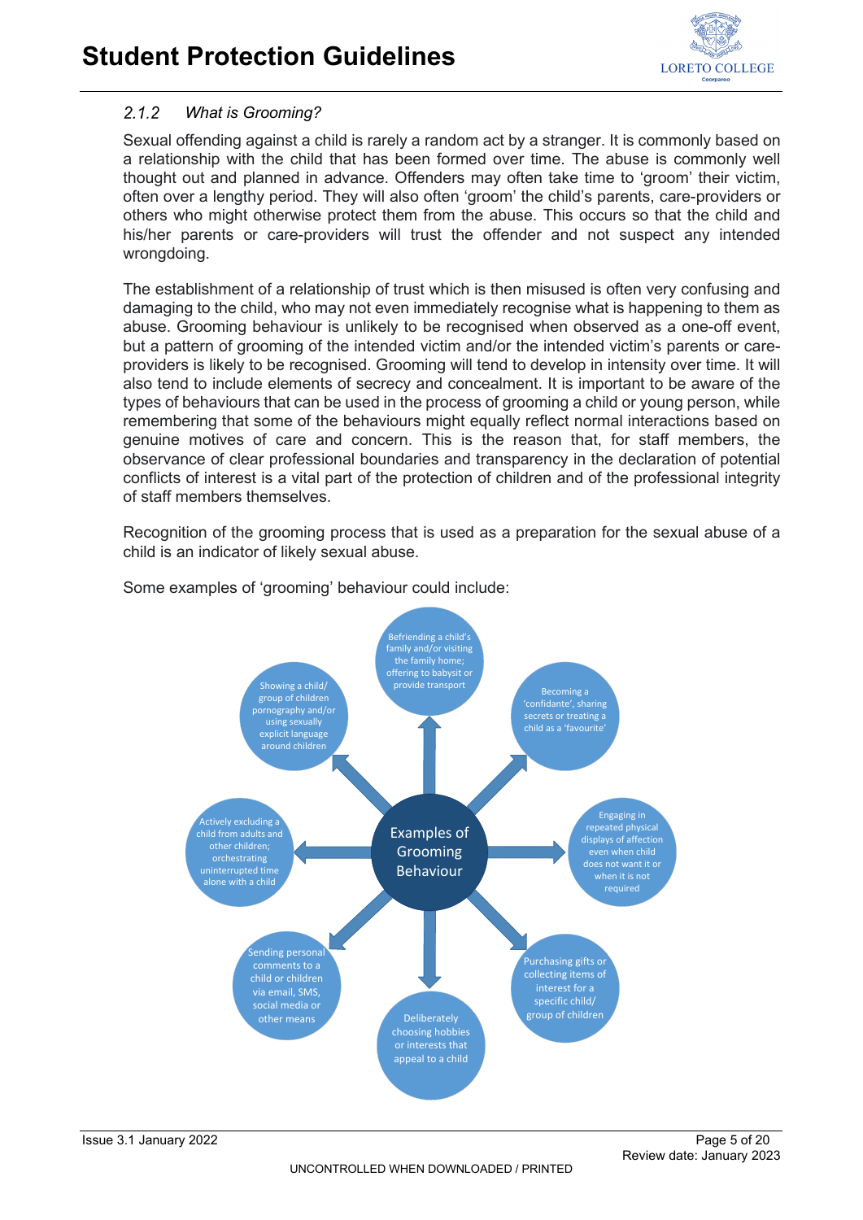### 2.1.2 *What is Grooming?*

Sexual offending against a child is rarely a random act by a stranger. It is commonly based on a relationship with the child that has been formed over time. The abuse is commonly well thought out and planned in advance. Offenders may often take time to 'groom' their victim, often over a lengthy period. They will also often 'groom' the child's parents, care-providers or others who might otherwise protect them from the abuse. This occurs so that the child and his/her parents or care-providers will trust the offender and not suspect any intended wrongdoing.

The establishment of a relationship of trust which is then misused is often very confusing and damaging to the child, who may not even immediately recognise what is happening to them as abuse. Grooming behaviour is unlikely to be recognised when observed as a one-off event, but a pattern of grooming of the intended victim and/or the intended victim's parents or care-providers is likely to be recognised. Grooming will tend to develop in intensity over time. It will also tend to include elements of secrecy and concealment. It is important to be aware of the types of behaviours that can be used in the process of grooming a child or young person, while remembering that some of the behaviours might equally reflect normal interactions based on genuine motives of care and concern. This is the reason that, for staff members, the observance of clear professional boundaries and transparency in the declaration of potential conflicts of interest is a vital part of the protection of children and of the professional integrity of staff members themselves.

Recognition of the grooming process that is used as a preparation for the sexual abuse of a child is an indicator of likely sexual abuse.

Some examples of 'grooming' behaviour could include:

**Examples of Grooming Behaviour**

- Befriending a child's family and/or visiting the family home; offering to babysit or provide transport
- Becoming a 'confidante', sharing secrets or treating a child as a 'favourite'
- Engaging in repeated physical displays of affection even when child does not want it or when it is not required
- Purchasing gifts or collecting items of interest for a specific child/ group of children
- Deliberately choosing hobbies or interests that appeal to a child
- Sending personal comments to a child or children via email, SMS, social media or other means
- Actively excluding a child from adults and other children; orchestrating uninterrupted time alone with a child
- Showing a child/ group of children pornography and/or using sexually explicit language around children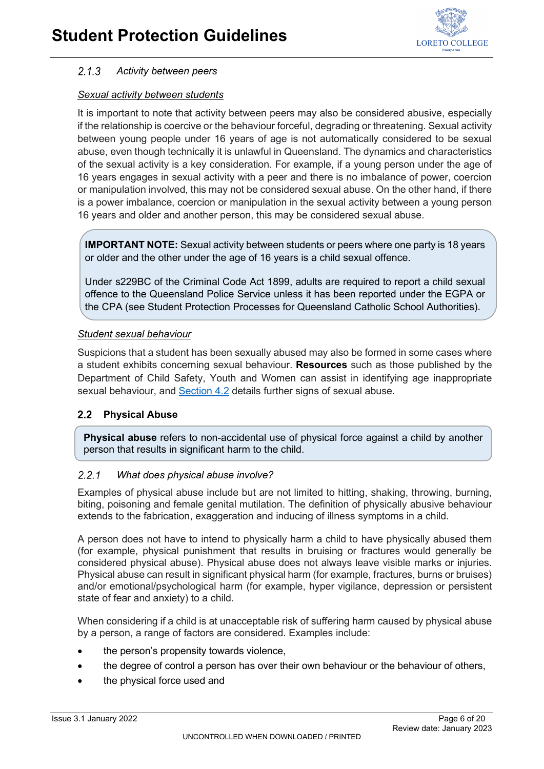### 2.1.3 *Activity between peers*

*Sexual activity between students*

It is important to note that activity between peers may also be considered abusive, especially if the relationship is coercive or the behaviour forceful, degrading or threatening. Sexual activity between young people under 16 years of age is not automatically considered to be sexual abuse, even though technically it is unlawful in Queensland. The dynamics and characteristics of the sexual activity is a key consideration. For example, if a young person under the age of 16 years engages in sexual activity with a peer and there is no imbalance of power, coercion or manipulation involved, this may not be considered sexual abuse. On the other hand, if there is a power imbalance, coercion or manipulation in the sexual activity between a young person 16 years and older and another person, this may be considered sexual abuse.

> **IMPORTANT NOTE:** Sexual activity between students or peers where one party is 18 years or older and the other under the age of 16 years is a child sexual offence.
>
> Under s229BC of the Criminal Code Act 1899, adults are required to report a child sexual offence to the Queensland Police Service unless it has been reported under the EGPA or the CPA (see Student Protection Processes for Queensland Catholic School Authorities).

*Student sexual behaviour*

Suspicions that a student has been sexually abused may also be formed in some cases where a student exhibits concerning sexual behaviour. **Resources** such as those published by the Department of Child Safety, Youth and Women can assist in identifying age inappropriate sexual behaviour, and Section 4.2 details further signs of sexual abuse.

## 2.2 Physical Abuse

> **Physical abuse** refers to non-accidental use of physical force against a child by another person that results in significant harm to the child.

### 2.2.1 *What does physical abuse involve?*

Examples of physical abuse include but are not limited to hitting, shaking, throwing, burning, biting, poisoning and female genital mutilation. The definition of physically abusive behaviour extends to the fabrication, exaggeration and inducing of illness symptoms in a child.

A person does not have to intend to physically harm a child to have physically abused them (for example, physical punishment that results in bruising or fractures would generally be considered physical abuse). Physical abuse does not always leave visible marks or injuries. Physical abuse can result in significant physical harm (for example, fractures, burns or bruises) and/or emotional/psychological harm (for example, hyper vigilance, depression or persistent state of fear and anxiety) to a child.

When considering if a child is at unacceptable risk of suffering harm caused by physical abuse by a person, a range of factors are considered. Examples include:

- the person's propensity towards violence,
- the degree of control a person has over their own behaviour or the behaviour of others,
- the physical force used and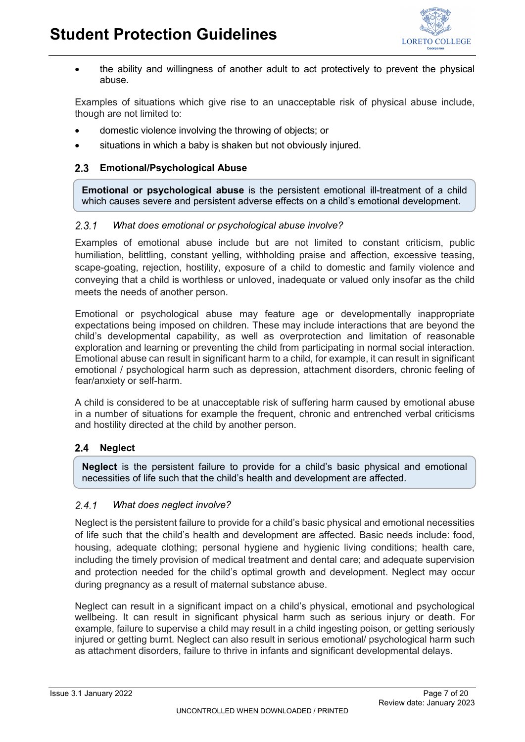- the ability and willingness of another adult to act protectively to prevent the physical abuse.

Examples of situations which give rise to an unacceptable risk of physical abuse include, though are not limited to:

- domestic violence involving the throwing of objects; or
- situations in which a baby is shaken but not obviously injured.

## 2.3 Emotional/Psychological Abuse

**Emotional or psychological abuse** is the persistent emotional ill-treatment of a child which causes severe and persistent adverse effects on a child's emotional development.

### *2.3.1 What does emotional or psychological abuse involve?*

Examples of emotional abuse include but are not limited to constant criticism, public humiliation, belittling, constant yelling, withholding praise and affection, excessive teasing, scape-goating, rejection, hostility, exposure of a child to domestic and family violence and conveying that a child is worthless or unloved, inadequate or valued only insofar as the child meets the needs of another person.

Emotional or psychological abuse may feature age or developmentally inappropriate expectations being imposed on children. These may include interactions that are beyond the child's developmental capability, as well as overprotection and limitation of reasonable exploration and learning or preventing the child from participating in normal social interaction. Emotional abuse can result in significant harm to a child, for example, it can result in significant emotional / psychological harm such as depression, attachment disorders, chronic feeling of fear/anxiety or self-harm.

A child is considered to be at unacceptable risk of suffering harm caused by emotional abuse in a number of situations for example the frequent, chronic and entrenched verbal criticisms and hostility directed at the child by another person.

## 2.4 Neglect

**Neglect** is the persistent failure to provide for a child's basic physical and emotional necessities of life such that the child's health and development are affected.

### *2.4.1 What does neglect involve?*

Neglect is the persistent failure to provide for a child's basic physical and emotional necessities of life such that the child's health and development are affected. Basic needs include: food, housing, adequate clothing; personal hygiene and hygienic living conditions; health care, including the timely provision of medical treatment and dental care; and adequate supervision and protection needed for the child's optimal growth and development. Neglect may occur during pregnancy as a result of maternal substance abuse.

Neglect can result in a significant impact on a child's physical, emotional and psychological wellbeing. It can result in significant physical harm such as serious injury or death. For example, failure to supervise a child may result in a child ingesting poison, or getting seriously injured or getting burnt. Neglect can also result in serious emotional/ psychological harm such as attachment disorders, failure to thrive in infants and significant developmental delays.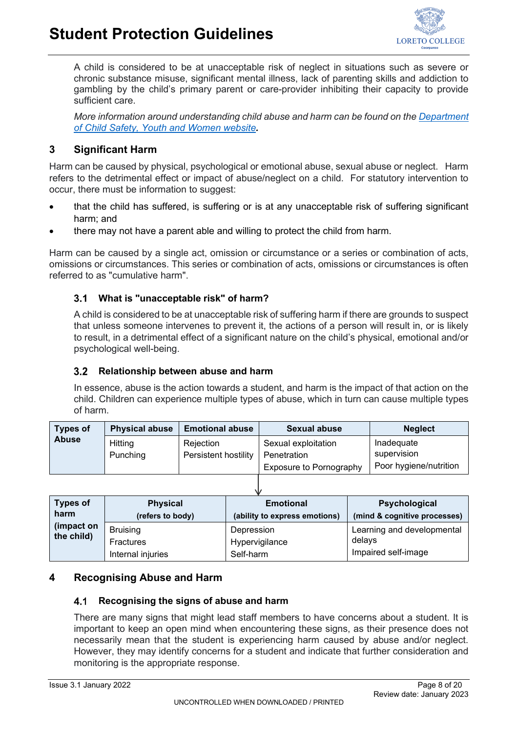A child is considered to be at unacceptable risk of neglect in situations such as severe or chronic substance misuse, significant mental illness, lack of parenting skills and addiction to gambling by the child's primary parent or care-provider inhibiting their capacity to provide sufficient care.

*More information around understanding child abuse and harm can be found on the [Department of Child Safety, Youth and Women website](#).*

## 3 Significant Harm

Harm can be caused by physical, psychological or emotional abuse, sexual abuse or neglect. Harm refers to the detrimental effect or impact of abuse/neglect on a child. For statutory intervention to occur, there must be information to suggest:

- that the child has suffered, is suffering or is at any unacceptable risk of suffering significant harm; and
- there may not have a parent able and willing to protect the child from harm.

Harm can be caused by a single act, omission or circumstance or a series or combination of acts, omissions or circumstances. This series or combination of acts, omissions or circumstances is often referred to as "cumulative harm".

### 3.1 What is "unacceptable risk" of harm?

A child is considered to be at unacceptable risk of suffering harm if there are grounds to suspect that unless someone intervenes to prevent it, the actions of a person will result in, or is likely to result in, in a detrimental effect of a significant nature on the child's physical, emotional and/or psychological well-being.

### 3.2 Relationship between abuse and harm

In essence, abuse is the action towards a student, and harm is the impact of that action on the child. Children can experience multiple types of abuse, which in turn can cause multiple types of harm.

| Types of Abuse | Physical abuse | Emotional abuse | Sexual abuse | Neglect |
|---|---|---|---|---|
| | Hitting<br>Punching | Rejection<br>Persistent hostility | Sexual exploitation<br>Penetration<br>Exposure to Pornography | Inadequate supervision<br>Poor hygiene/nutrition |

↓

| Types of harm (impact on the child) | Physical (refers to body) | Emotional (ability to express emotions) | Psychological (mind & cognitive processes) |
|---|---|---|---|
| | Bruising<br>Fractures<br>Internal injuries | Depression<br>Hypervigilance<br>Self-harm | Learning and developmental delays<br>Impaired self-image |

## 4 Recognising Abuse and Harm

### 4.1 Recognising the signs of abuse and harm

There are many signs that might lead staff members to have concerns about a student. It is important to keep an open mind when encountering these signs, as their presence does not necessarily mean that the student is experiencing harm caused by abuse and/or neglect. However, they may identify concerns for a student and indicate that further consideration and monitoring is the appropriate response.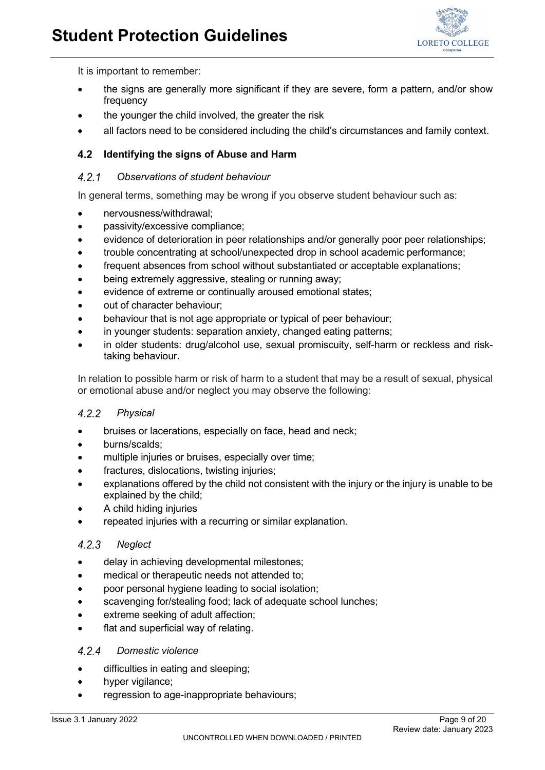It is important to remember:

- the signs are generally more significant if they are severe, form a pattern, and/or show frequency
- the younger the child involved, the greater the risk
- all factors need to be considered including the child's circumstances and family context.

## 4.2 Identifying the signs of Abuse and Harm

### *4.2.1 Observations of student behaviour*

In general terms, something may be wrong if you observe student behaviour such as:

- nervousness/withdrawal;
- passivity/excessive compliance;
- evidence of deterioration in peer relationships and/or generally poor peer relationships;
- trouble concentrating at school/unexpected drop in school academic performance;
- frequent absences from school without substantiated or acceptable explanations;
- being extremely aggressive, stealing or running away;
- evidence of extreme or continually aroused emotional states;
- out of character behaviour;
- behaviour that is not age appropriate or typical of peer behaviour;
- in younger students: separation anxiety, changed eating patterns;
- in older students: drug/alcohol use, sexual promiscuity, self-harm or reckless and risk-taking behaviour.

In relation to possible harm or risk of harm to a student that may be a result of sexual, physical or emotional abuse and/or neglect you may observe the following:

### *4.2.2 Physical*

- bruises or lacerations, especially on face, head and neck;
- burns/scalds;
- multiple injuries or bruises, especially over time;
- fractures, dislocations, twisting injuries;
- explanations offered by the child not consistent with the injury or the injury is unable to be explained by the child;
- A child hiding injuries
- repeated injuries with a recurring or similar explanation.

### *4.2.3 Neglect*

- delay in achieving developmental milestones;
- medical or therapeutic needs not attended to;
- poor personal hygiene leading to social isolation;
- scavenging for/stealing food; lack of adequate school lunches;
- extreme seeking of adult affection;
- flat and superficial way of relating.

### *4.2.4 Domestic violence*

- difficulties in eating and sleeping;
- hyper vigilance;
- regression to age-inappropriate behaviours;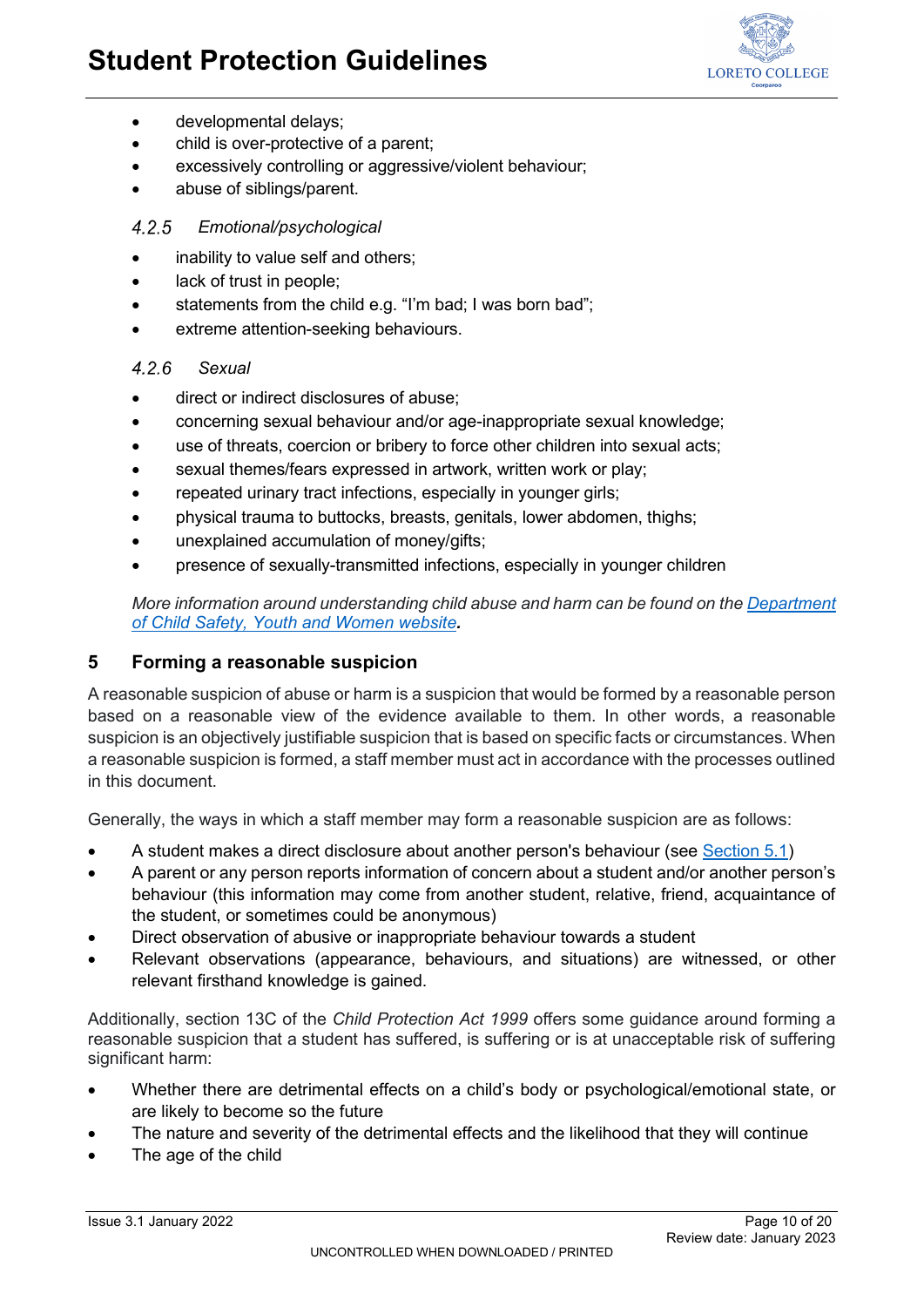- developmental delays;
- child is over-protective of a parent;
- excessively controlling or aggressive/violent behaviour;
- abuse of siblings/parent.

### *4.2.5 Emotional/psychological*

- inability to value self and others;
- lack of trust in people;
- statements from the child e.g. "I'm bad; I was born bad";
- extreme attention-seeking behaviours.

### *4.2.6 Sexual*

- direct or indirect disclosures of abuse;
- concerning sexual behaviour and/or age-inappropriate sexual knowledge;
- use of threats, coercion or bribery to force other children into sexual acts;
- sexual themes/fears expressed in artwork, written work or play;
- repeated urinary tract infections, especially in younger girls;
- physical trauma to buttocks, breasts, genitals, lower abdomen, thighs;
- unexplained accumulation of money/gifts;
- presence of sexually-transmitted infections, especially in younger children

*More information around understanding child abuse and harm can be found on the Department of Child Safety, Youth and Women website.*

## 5 Forming a reasonable suspicion

A reasonable suspicion of abuse or harm is a suspicion that would be formed by a reasonable person based on a reasonable view of the evidence available to them. In other words, a reasonable suspicion is an objectively justifiable suspicion that is based on specific facts or circumstances. When a reasonable suspicion is formed, a staff member must act in accordance with the processes outlined in this document.

Generally, the ways in which a staff member may form a reasonable suspicion are as follows:

- A student makes a direct disclosure about another person's behaviour (see Section 5.1)
- A parent or any person reports information of concern about a student and/or another person's behaviour (this information may come from another student, relative, friend, acquaintance of the student, or sometimes could be anonymous)
- Direct observation of abusive or inappropriate behaviour towards a student
- Relevant observations (appearance, behaviours, and situations) are witnessed, or other relevant firsthand knowledge is gained.

Additionally, section 13C of the *Child Protection Act 1999* offers some guidance around forming a reasonable suspicion that a student has suffered, is suffering or is at unacceptable risk of suffering significant harm:

- Whether there are detrimental effects on a child's body or psychological/emotional state, or are likely to become so the future
- The nature and severity of the detrimental effects and the likelihood that they will continue
- The age of the child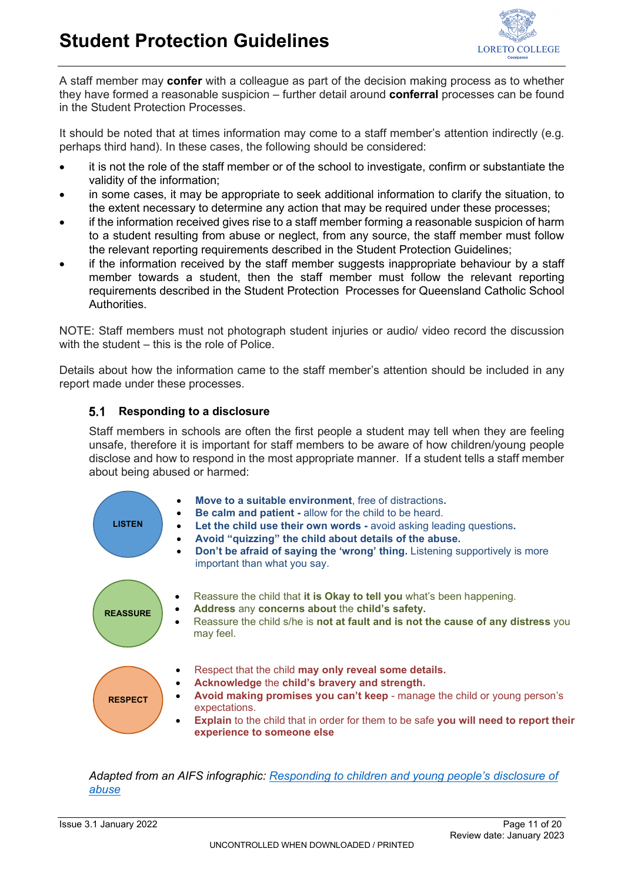A staff member may **confer** with a colleague as part of the decision making process as to whether they have formed a reasonable suspicion – further detail around **conferral** processes can be found in the Student Protection Processes.

It should be noted that at times information may come to a staff member's attention indirectly (e.g. perhaps third hand). In these cases, the following should be considered:

- it is not the role of the staff member or of the school to investigate, confirm or substantiate the validity of the information;
- in some cases, it may be appropriate to seek additional information to clarify the situation, to the extent necessary to determine any action that may be required under these processes;
- if the information received gives rise to a staff member forming a reasonable suspicion of harm to a student resulting from abuse or neglect, from any source, the staff member must follow the relevant reporting requirements described in the Student Protection Guidelines;
- if the information received by the staff member suggests inappropriate behaviour by a staff member towards a student, then the staff member must follow the relevant reporting requirements described in the Student Protection Processes for Queensland Catholic School Authorities.

NOTE: Staff members must not photograph student injuries or audio/ video record the discussion with the student – this is the role of Police.

Details about how the information came to the staff member's attention should be included in any report made under these processes.

### 5.1 Responding to a disclosure

Staff members in schools are often the first people a student may tell when they are feeling unsafe, therefore it is important for staff members to be aware of how children/young people disclose and how to respond in the most appropriate manner. If a student tells a staff member about being abused or harmed:

**LISTEN**

- **Move to a suitable environment**, free of distractions**.**
- **Be calm and patient -** allow for the child to be heard.
- **Let the child use their own words -** avoid asking leading questions**.**
- **Avoid "quizzing" the child about details of the abuse.**
- **Don't be afraid of saying the 'wrong' thing.** Listening supportively is more important than what you say.

**REASSURE**

- Reassure the child that **it is Okay to tell you** what's been happening.
- **Address** any **concerns about** the **child's safety.**
- Reassure the child s/he is **not at fault and is not the cause of any distress** you may feel.

**RESPECT**

- Respect that the child **may only reveal some details.**
- **Acknowledge** the **child's bravery and strength.**
- **Avoid making promises you can't keep** - manage the child or young person's expectations.
- **Explain** to the child that in order for them to be safe **you will need to report their experience to someone else**

*Adapted from an AIFS infographic: [Responding to children and young people's disclosure of abuse]()*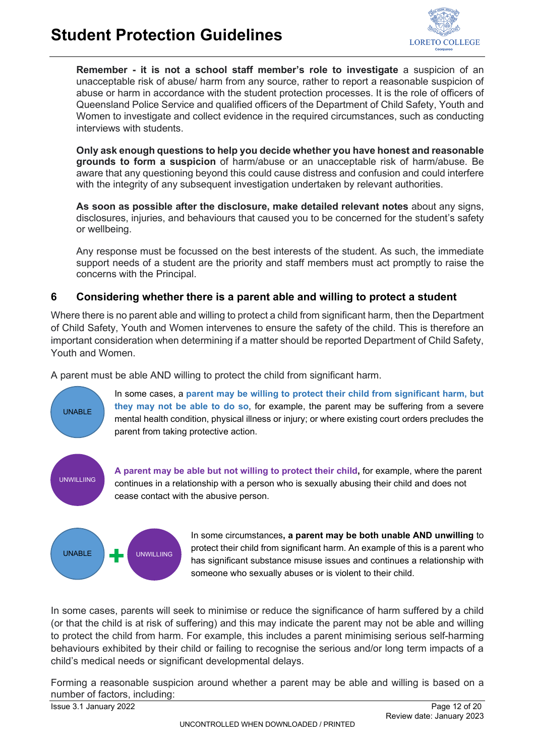**Remember - it is not a school staff member's role to investigate** a suspicion of an unacceptable risk of abuse/ harm from any source, rather to report a reasonable suspicion of abuse or harm in accordance with the student protection processes. It is the role of officers of Queensland Police Service and qualified officers of the Department of Child Safety, Youth and Women to investigate and collect evidence in the required circumstances, such as conducting interviews with students.

**Only ask enough questions to help you decide whether you have honest and reasonable grounds to form a suspicion** of harm/abuse or an unacceptable risk of harm/abuse. Be aware that any questioning beyond this could cause distress and confusion and could interfere with the integrity of any subsequent investigation undertaken by relevant authorities.

**As soon as possible after the disclosure, make detailed relevant notes** about any signs, disclosures, injuries, and behaviours that caused you to be concerned for the student's safety or wellbeing.

Any response must be focussed on the best interests of the student. As such, the immediate support needs of a student are the priority and staff members must act promptly to raise the concerns with the Principal.

## 6 Considering whether there is a parent able and willing to protect a student

Where there is no parent able and willing to protect a child from significant harm, then the Department of Child Safety, Youth and Women intervenes to ensure the safety of the child. This is therefore an important consideration when determining if a matter should be reported Department of Child Safety, Youth and Women.

A parent must be able AND willing to protect the child from significant harm.

UNABLE

In some cases, a **parent may be willing to protect their child from significant harm, but they may not be able to do so**, for example, the parent may be suffering from a severe mental health condition, physical illness or injury; or where existing court orders precludes the parent from taking protective action.

UNWILLIING

**A parent may be able but not willing to protect their child,** for example, where the parent continues in a relationship with a person who is sexually abusing their child and does not cease contact with the abusive person.

UNABLE + UNWILLIING

In some circumstances**, a parent may be both unable AND unwilling** to protect their child from significant harm. An example of this is a parent who has significant substance misuse issues and continues a relationship with someone who sexually abuses or is violent to their child.

In some cases, parents will seek to minimise or reduce the significance of harm suffered by a child (or that the child is at risk of suffering) and this may indicate the parent may not be able and willing to protect the child from harm. For example, this includes a parent minimising serious self-harming behaviours exhibited by their child or failing to recognise the serious and/or long term impacts of a child's medical needs or significant developmental delays.

Forming a reasonable suspicion around whether a parent may be able and willing is based on a number of factors, including: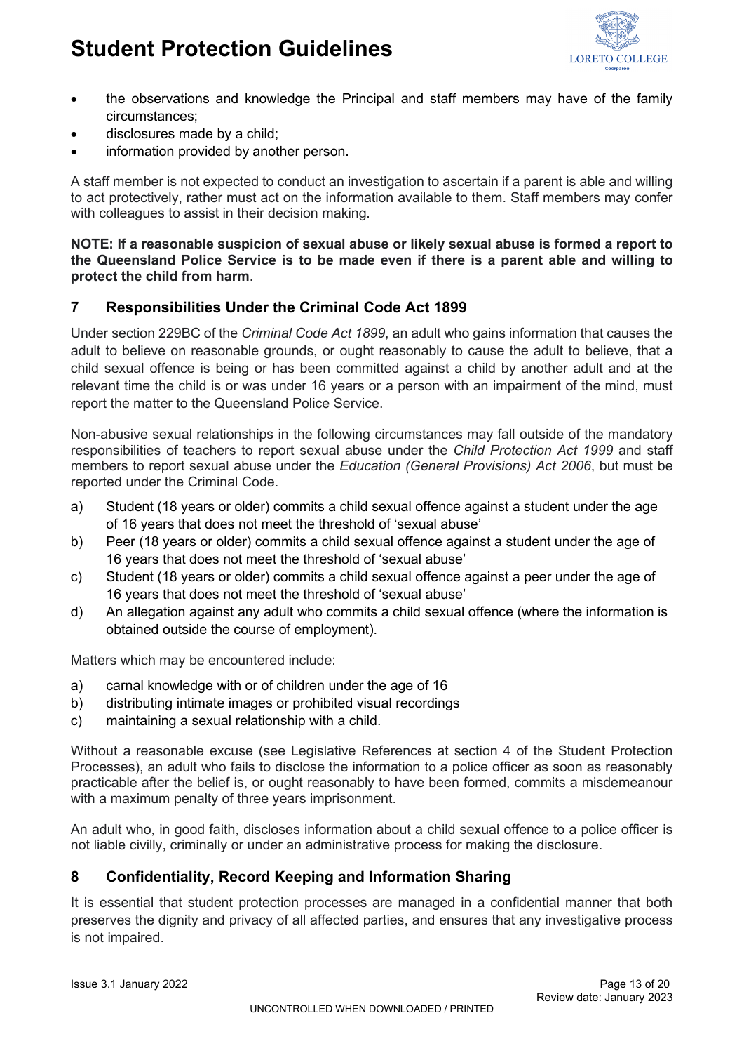- the observations and knowledge the Principal and staff members may have of the family circumstances;
- disclosures made by a child;
- information provided by another person.

A staff member is not expected to conduct an investigation to ascertain if a parent is able and willing to act protectively, rather must act on the information available to them. Staff members may confer with colleagues to assist in their decision making.

**NOTE: If a reasonable suspicion of sexual abuse or likely sexual abuse is formed a report to the Queensland Police Service is to be made even if there is a parent able and willing to protect the child from harm**.

## 7 Responsibilities Under the Criminal Code Act 1899

Under section 229BC of the *Criminal Code Act 1899*, an adult who gains information that causes the adult to believe on reasonable grounds, or ought reasonably to cause the adult to believe, that a child sexual offence is being or has been committed against a child by another adult and at the relevant time the child is or was under 16 years or a person with an impairment of the mind, must report the matter to the Queensland Police Service.

Non-abusive sexual relationships in the following circumstances may fall outside of the mandatory responsibilities of teachers to report sexual abuse under the *Child Protection Act 1999* and staff members to report sexual abuse under the *Education (General Provisions) Act 2006*, but must be reported under the Criminal Code.

a) Student (18 years or older) commits a child sexual offence against a student under the age of 16 years that does not meet the threshold of 'sexual abuse'
b) Peer (18 years or older) commits a child sexual offence against a student under the age of 16 years that does not meet the threshold of 'sexual abuse'
c) Student (18 years or older) commits a child sexual offence against a peer under the age of 16 years that does not meet the threshold of 'sexual abuse'
d) An allegation against any adult who commits a child sexual offence (where the information is obtained outside the course of employment).

Matters which may be encountered include:

a) carnal knowledge with or of children under the age of 16
b) distributing intimate images or prohibited visual recordings
c) maintaining a sexual relationship with a child.

Without a reasonable excuse (see Legislative References at section 4 of the Student Protection Processes), an adult who fails to disclose the information to a police officer as soon as reasonably practicable after the belief is, or ought reasonably to have been formed, commits a misdemeanour with a maximum penalty of three years imprisonment.

An adult who, in good faith, discloses information about a child sexual offence to a police officer is not liable civilly, criminally or under an administrative process for making the disclosure.

## 8 Confidentiality, Record Keeping and Information Sharing

It is essential that student protection processes are managed in a confidential manner that both preserves the dignity and privacy of all affected parties, and ensures that any investigative process is not impaired.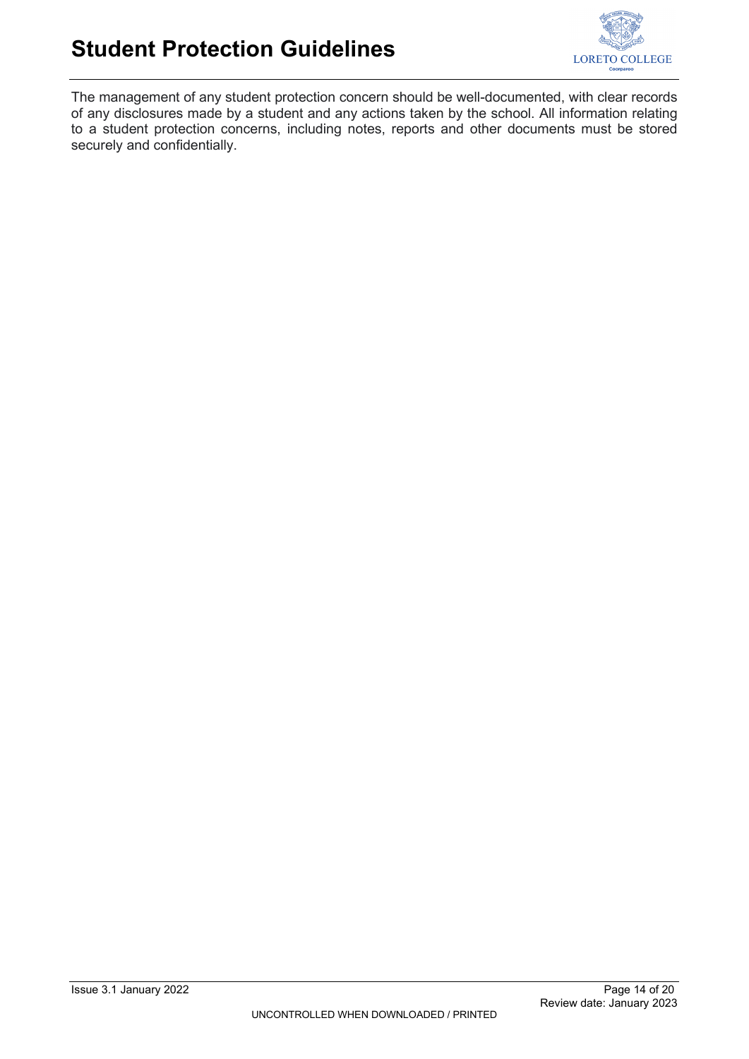The management of any student protection concern should be well-documented, with clear records of any disclosures made by a student and any actions taken by the school. All information relating to a student protection concerns, including notes, reports and other documents must be stored securely and confidentially.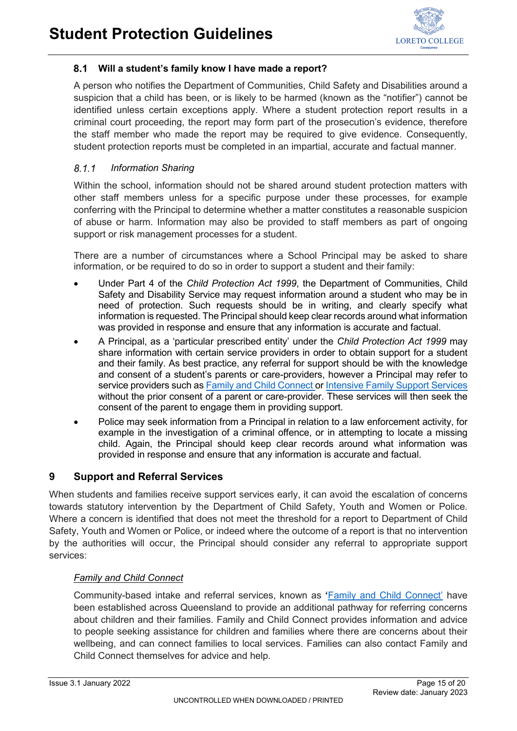### 8.1 Will a student's family know I have made a report?

A person who notifies the Department of Communities, Child Safety and Disabilities around a suspicion that a child has been, or is likely to be harmed (known as the "notifier") cannot be identified unless certain exceptions apply. Where a student protection report results in a criminal court proceeding, the report may form part of the prosecution's evidence, therefore the staff member who made the report may be required to give evidence. Consequently, student protection reports must be completed in an impartial, accurate and factual manner.

#### *8.1.1 Information Sharing*

Within the school, information should not be shared around student protection matters with other staff members unless for a specific purpose under these processes, for example conferring with the Principal to determine whether a matter constitutes a reasonable suspicion of abuse or harm. Information may also be provided to staff members as part of ongoing support or risk management processes for a student.

There are a number of circumstances where a School Principal may be asked to share information, or be required to do so in order to support a student and their family:

- Under Part 4 of the *Child Protection Act 1999*, the Department of Communities, Child Safety and Disability Service may request information around a student who may be in need of protection. Such requests should be in writing, and clearly specify what information is requested. The Principal should keep clear records around what information was provided in response and ensure that any information is accurate and factual.
- A Principal, as a 'particular prescribed entity' under the *Child Protection Act 1999* may share information with certain service providers in order to obtain support for a student and their family. As best practice, any referral for support should be with the knowledge and consent of a student's parents or care-providers, however a Principal may refer to service providers such as Family and Child Connect or Intensive Family Support Services without the prior consent of a parent or care-provider. These services will then seek the consent of the parent to engage them in providing support.
- Police may seek information from a Principal in relation to a law enforcement activity, for example in the investigation of a criminal offence, or in attempting to locate a missing child. Again, the Principal should keep clear records around what information was provided in response and ensure that any information is accurate and factual.

## 9 Support and Referral Services

When students and families receive support services early, it can avoid the escalation of concerns towards statutory intervention by the Department of Child Safety, Youth and Women or Police. Where a concern is identified that does not meet the threshold for a report to Department of Child Safety, Youth and Women or Police, or indeed where the outcome of a report is that no intervention by the authorities will occur, the Principal should consider any referral to appropriate support services:

*Family and Child Connect*

Community-based intake and referral services, known as **'**Family and Child Connect' have been established across Queensland to provide an additional pathway for referring concerns about children and their families. Family and Child Connect provides information and advice to people seeking assistance for children and families where there are concerns about their wellbeing, and can connect families to local services. Families can also contact Family and Child Connect themselves for advice and help.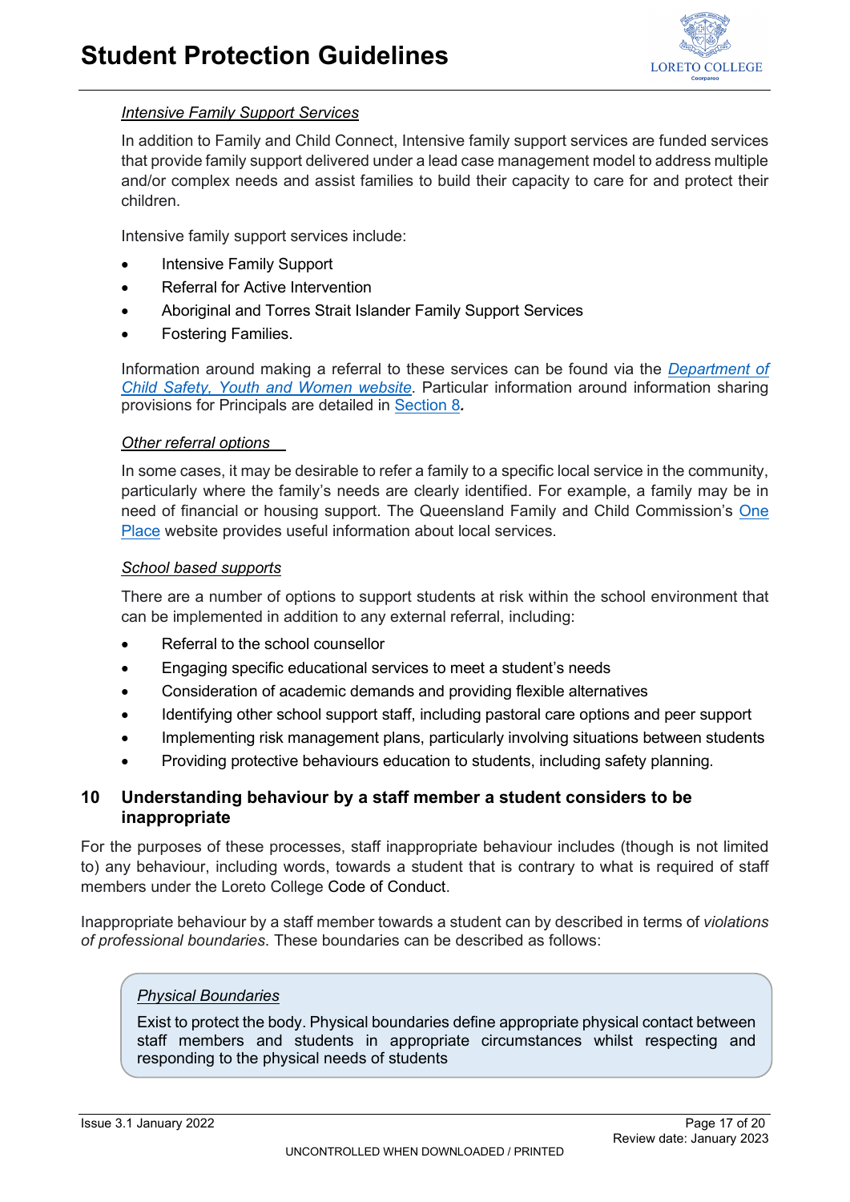*Intensive Family Support Services*

In addition to Family and Child Connect, Intensive family support services are funded services that provide family support delivered under a lead case management model to address multiple and/or complex needs and assist families to build their capacity to care for and protect their children.

Intensive family support services include:

- Intensive Family Support
- Referral for Active Intervention
- Aboriginal and Torres Strait Islander Family Support Services
- Fostering Families.

Information around making a referral to these services can be found via the *Department of Child Safety, Youth and Women website*. Particular information around information sharing provisions for Principals are detailed in Section 8**.**

*Other referral options*

In some cases, it may be desirable to refer a family to a specific local service in the community, particularly where the family's needs are clearly identified. For example, a family may be in need of financial or housing support. The Queensland Family and Child Commission's One Place website provides useful information about local services.

*School based supports*

There are a number of options to support students at risk within the school environment that can be implemented in addition to any external referral, including:

- Referral to the school counsellor
- Engaging specific educational services to meet a student's needs
- Consideration of academic demands and providing flexible alternatives
- Identifying other school support staff, including pastoral care options and peer support
- Implementing risk management plans, particularly involving situations between students
- Providing protective behaviours education to students, including safety planning.

## 10 Understanding behaviour by a staff member a student considers to be inappropriate

For the purposes of these processes, staff inappropriate behaviour includes (though is not limited to) any behaviour, including words, towards a student that is contrary to what is required of staff members under the Loreto College Code of Conduct.

Inappropriate behaviour by a staff member towards a student can by described in terms of *violations of professional boundaries*. These boundaries can be described as follows:

*Physical Boundaries*

Exist to protect the body. Physical boundaries define appropriate physical contact between staff members and students in appropriate circumstances whilst respecting and responding to the physical needs of students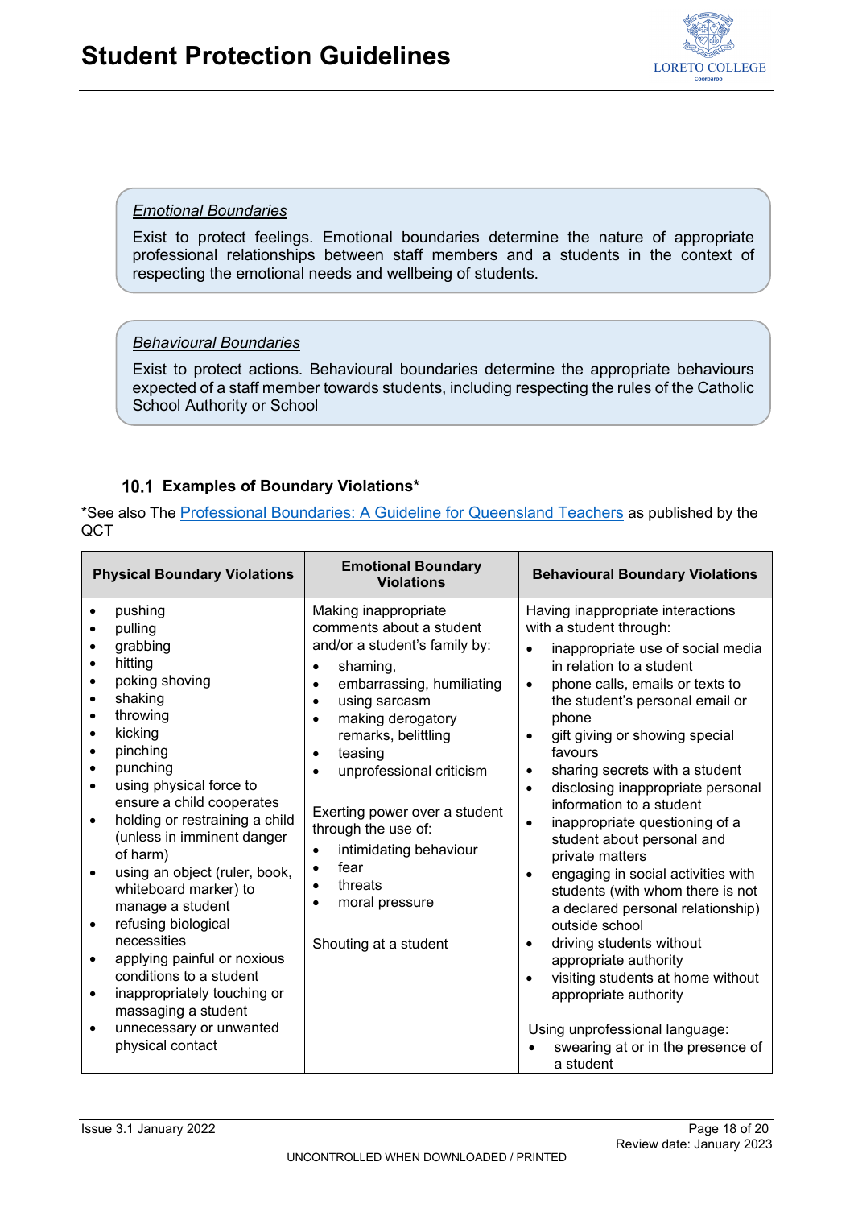*Emotional Boundaries*

Exist to protect feelings. Emotional boundaries determine the nature of appropriate professional relationships between staff members and a students in the context of respecting the emotional needs and wellbeing of students.

*Behavioural Boundaries*

Exist to protect actions. Behavioural boundaries determine the appropriate behaviours expected of a staff member towards students, including respecting the rules of the Catholic School Authority or School

### 10.1 Examples of Boundary Violations*

*See also The [Professional Boundaries: A Guideline for Queensland Teachers]() as published by the QCT

| Physical Boundary Violations | Emotional Boundary Violations | Behavioural Boundary Violations |
|---|---|---|
| • pushing<br>• pulling<br>• grabbing<br>• hitting<br>• poking shoving<br>• shaking<br>• throwing<br>• kicking<br>• pinching<br>• punching<br>• using physical force to ensure a child cooperates<br>• holding or restraining a child (unless in imminent danger of harm)<br>• using an object (ruler, book, whiteboard marker) to manage a student<br>• refusing biological necessities<br>• applying painful or noxious conditions to a student<br>• inappropriately touching or massaging a student<br>• unnecessary or unwanted physical contact | Making inappropriate comments about a student and/or a student's family by:<br>• shaming,<br>• embarrassing, humiliating<br>• using sarcasm<br>• making derogatory remarks, belittling<br>• teasing<br>• unprofessional criticism<br><br>Exerting power over a student through the use of:<br>• intimidating behaviour<br>• fear<br>• threats<br>• moral pressure<br><br>Shouting at a student | Having inappropriate interactions with a student through:<br>• inappropriate use of social media in relation to a student<br>• phone calls, emails or texts to the student's personal email or phone<br>• gift giving or showing special favours<br>• sharing secrets with a student<br>• disclosing inappropriate personal information to a student<br>• inappropriate questioning of a student about personal and private matters<br>• engaging in social activities with students (with whom there is not a declared personal relationship) outside school<br>• driving students without appropriate authority<br>• visiting students at home without appropriate authority<br><br>Using unprofessional language:<br>• swearing at or in the presence of a student |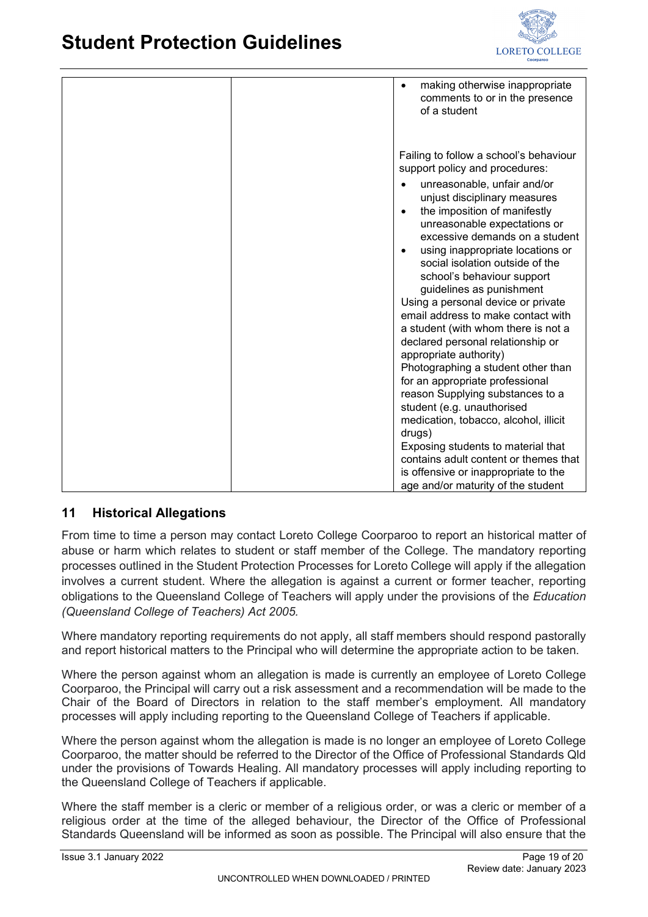| | | <ul><li>making otherwise inappropriate comments to or in the presence of a student</li></ul><br><br>Failing to follow a school's behaviour support policy and procedures:<ul><li>unreasonable, unfair and/or unjust disciplinary measures</li><li>the imposition of manifestly unreasonable expectations or excessive demands on a student</li><li>using inappropriate locations or social isolation outside of the school's behaviour support guidelines as punishment</li></ul>Using a personal device or private email address to make contact with a student (with whom there is not a declared personal relationship or appropriate authority)<br>Photographing a student other than for an appropriate professional reason Supplying substances to a student (e.g. unauthorised medication, tobacco, alcohol, illicit drugs)<br>Exposing students to material that contains adult content or themes that is offensive or inappropriate to the age and/or maturity of the student |
|---|---|---|

## 11 Historical Allegations

From time to time a person may contact Loreto College Coorparoo to report an historical matter of abuse or harm which relates to student or staff member of the College. The mandatory reporting processes outlined in the Student Protection Processes for Loreto College will apply if the allegation involves a current student. Where the allegation is against a current or former teacher, reporting obligations to the Queensland College of Teachers will apply under the provisions of the *Education (Queensland College of Teachers) Act 2005.*

Where mandatory reporting requirements do not apply, all staff members should respond pastorally and report historical matters to the Principal who will determine the appropriate action to be taken.

Where the person against whom an allegation is made is currently an employee of Loreto College Coorparoo, the Principal will carry out a risk assessment and a recommendation will be made to the Chair of the Board of Directors in relation to the staff member's employment. All mandatory processes will apply including reporting to the Queensland College of Teachers if applicable.

Where the person against whom the allegation is made is no longer an employee of Loreto College Coorparoo, the matter should be referred to the Director of the Office of Professional Standards Qld under the provisions of Towards Healing. All mandatory processes will apply including reporting to the Queensland College of Teachers if applicable.

Where the staff member is a cleric or member of a religious order, or was a cleric or member of a religious order at the time of the alleged behaviour, the Director of the Office of Professional Standards Queensland will be informed as soon as possible. The Principal will also ensure that the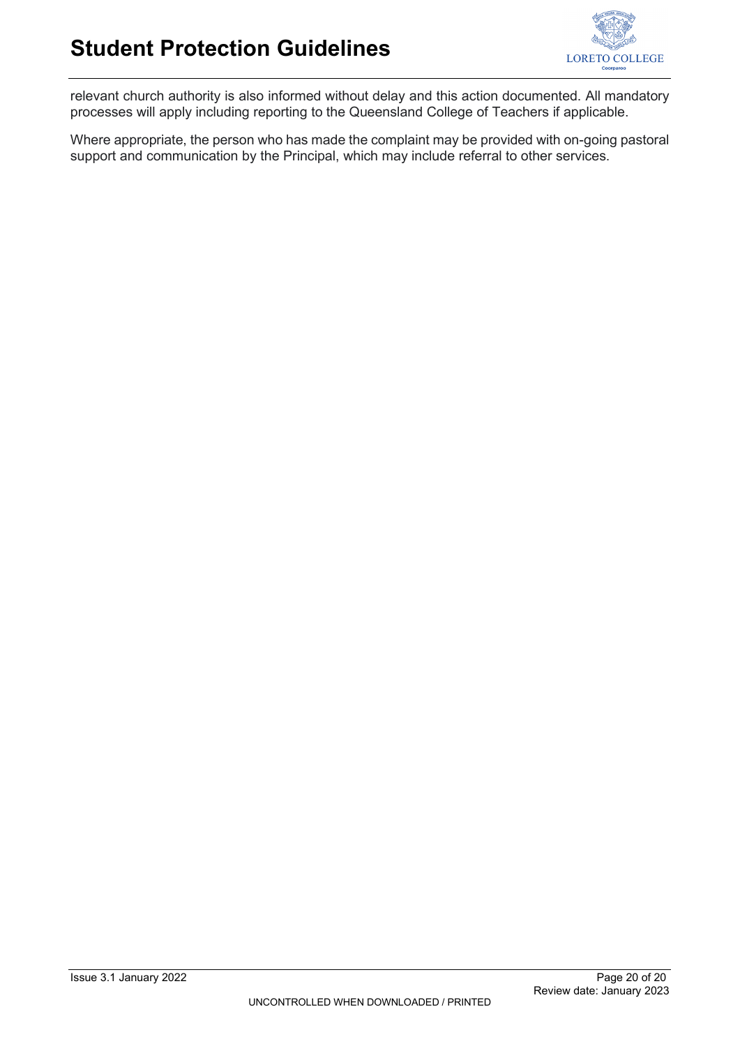relevant church authority is also informed without delay and this action documented. All mandatory processes will apply including reporting to the Queensland College of Teachers if applicable.

Where appropriate, the person who has made the complaint may be provided with on-going pastoral support and communication by the Principal, which may include referral to other services.